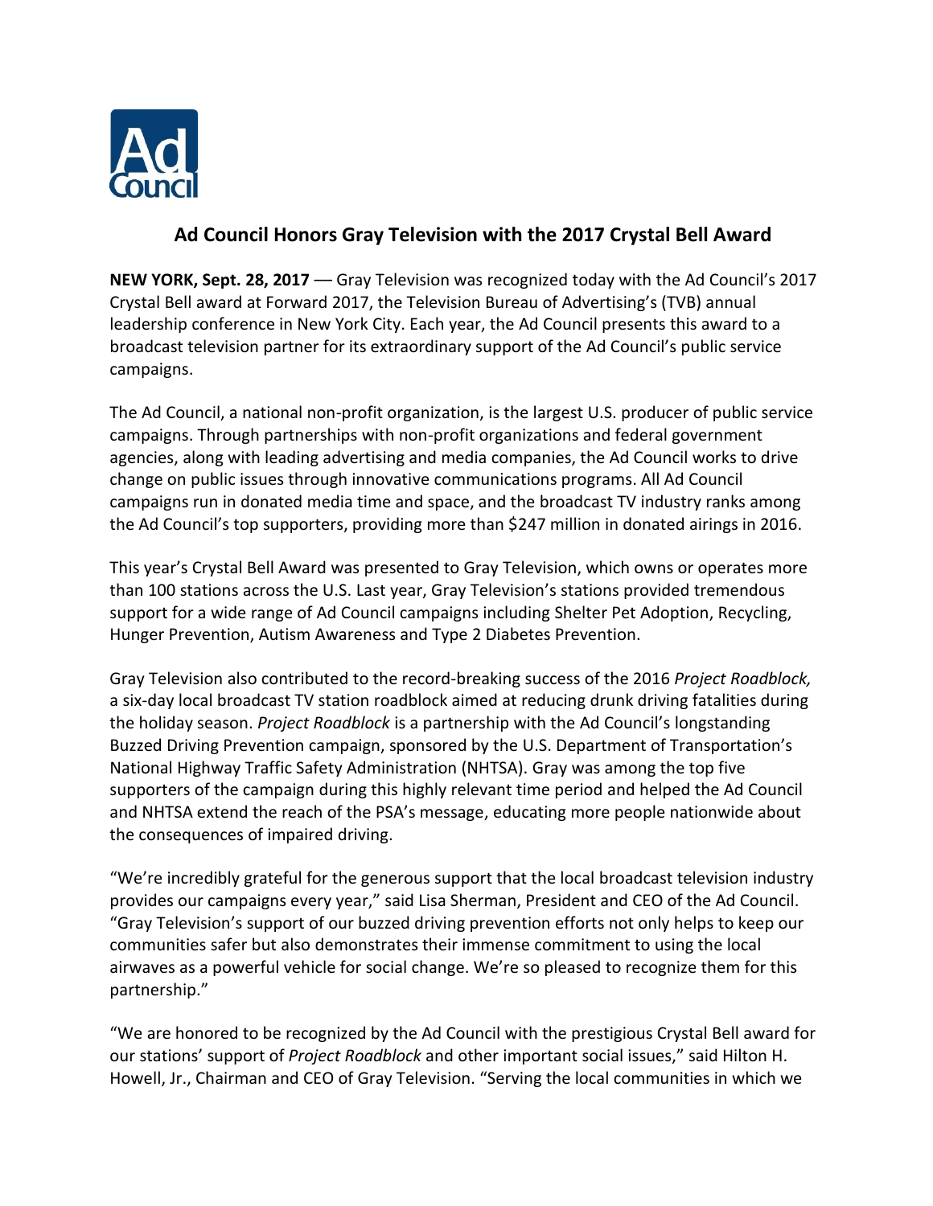## Ad Council Honors Gray Television with the 2017 Crystal Bell Award

**NEW YORK, Sept. 28, 2017** — Gray Television was recognized today with the Ad Council's 2017 Crystal Bell award at Forward 2017, the Television Bureau of Advertising's (TVB) annual leadership conference in New York City. Each year, the Ad Council presents this award to a broadcast television partner for its extraordinary support of the Ad Council's public service campaigns.

The Ad Council, a national non-profit organization, is the largest U.S. producer of public service campaigns. Through partnerships with non-profit organizations and federal government agencies, along with leading advertising and media companies, the Ad Council works to drive change on public issues through innovative communications programs. All Ad Council campaigns run in donated media time and space, and the broadcast TV industry ranks among the Ad Council's top supporters, providing more than $247 million in donated airings in 2016.

This year's Crystal Bell Award was presented to Gray Television, which owns or operates more than 100 stations across the U.S. Last year, Gray Television's stations provided tremendous support for a wide range of Ad Council campaigns including Shelter Pet Adoption, Recycling, Hunger Prevention, Autism Awareness and Type 2 Diabetes Prevention.

Gray Television also contributed to the record-breaking success of the 2016 *Project Roadblock,* a six-day local broadcast TV station roadblock aimed at reducing drunk driving fatalities during the holiday season. *Project Roadblock* is a partnership with the Ad Council's longstanding Buzzed Driving Prevention campaign, sponsored by the U.S. Department of Transportation's National Highway Traffic Safety Administration (NHTSA). Gray was among the top five supporters of the campaign during this highly relevant time period and helped the Ad Council and NHTSA extend the reach of the PSA's message, educating more people nationwide about the consequences of impaired driving.

"We're incredibly grateful for the generous support that the local broadcast television industry provides our campaigns every year," said Lisa Sherman, President and CEO of the Ad Council. "Gray Television's support of our buzzed driving prevention efforts not only helps to keep our communities safer but also demonstrates their immense commitment to using the local airwaves as a powerful vehicle for social change. We're so pleased to recognize them for this partnership."

"We are honored to be recognized by the Ad Council with the prestigious Crystal Bell award for our stations' support of *Project Roadblock* and other important social issues," said Hilton H. Howell, Jr., Chairman and CEO of Gray Television. "Serving the local communities in which we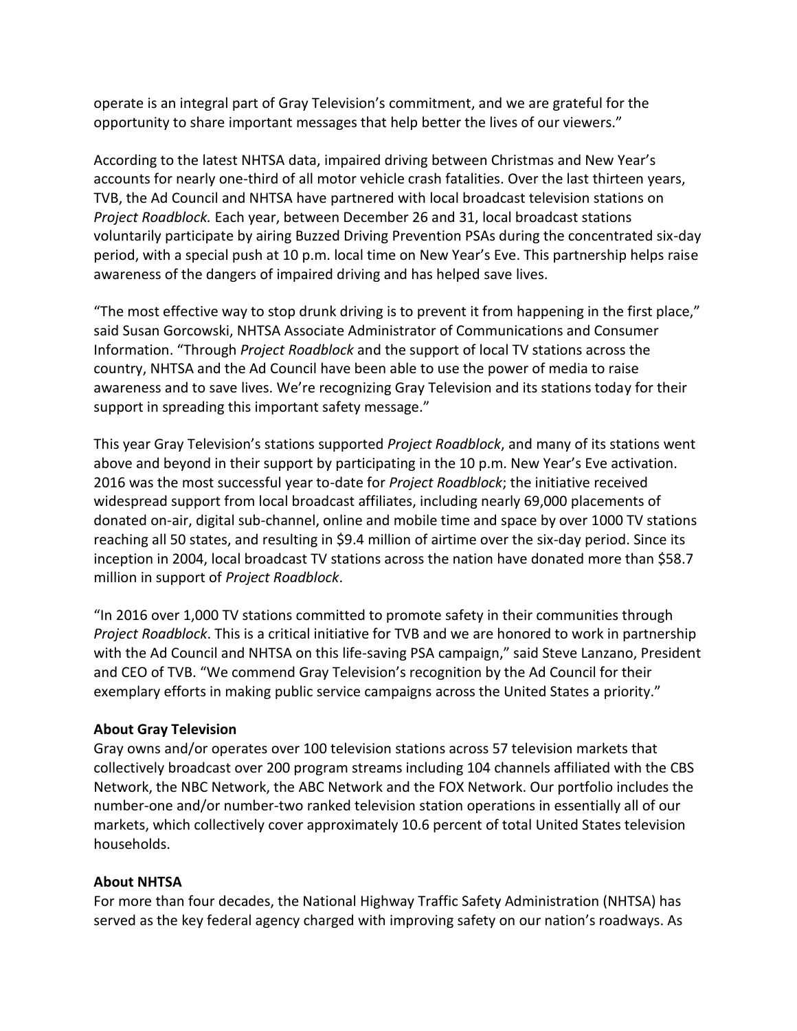operate is an integral part of Gray Television's commitment, and we are grateful for the opportunity to share important messages that help better the lives of our viewers."

According to the latest NHTSA data, impaired driving between Christmas and New Year's accounts for nearly one-third of all motor vehicle crash fatalities. Over the last thirteen years, TVB, the Ad Council and NHTSA have partnered with local broadcast television stations on *Project Roadblock.* Each year, between December 26 and 31, local broadcast stations voluntarily participate by airing Buzzed Driving Prevention PSAs during the concentrated six-day period, with a special push at 10 p.m. local time on New Year's Eve. This partnership helps raise awareness of the dangers of impaired driving and has helped save lives.

"The most effective way to stop drunk driving is to prevent it from happening in the first place," said Susan Gorcowski, NHTSA Associate Administrator of Communications and Consumer Information. "Through *Project Roadblock* and the support of local TV stations across the country, NHTSA and the Ad Council have been able to use the power of media to raise awareness and to save lives. We're recognizing Gray Television and its stations today for their support in spreading this important safety message."

This year Gray Television's stations supported *Project Roadblock*, and many of its stations went above and beyond in their support by participating in the 10 p.m. New Year's Eve activation. 2016 was the most successful year to-date for *Project Roadblock*; the initiative received widespread support from local broadcast affiliates, including nearly 69,000 placements of donated on-air, digital sub-channel, online and mobile time and space by over 1000 TV stations reaching all 50 states, and resulting in $9.4 million of airtime over the six-day period. Since its inception in 2004, local broadcast TV stations across the nation have donated more than $58.7 million in support of *Project Roadblock*.

"In 2016 over 1,000 TV stations committed to promote safety in their communities through *Project Roadblock*. This is a critical initiative for TVB and we are honored to work in partnership with the Ad Council and NHTSA on this life-saving PSA campaign," said Steve Lanzano, President and CEO of TVB. "We commend Gray Television's recognition by the Ad Council for their exemplary efforts in making public service campaigns across the United States a priority."

**About Gray Television**
Gray owns and/or operates over 100 television stations across 57 television markets that collectively broadcast over 200 program streams including 104 channels affiliated with the CBS Network, the NBC Network, the ABC Network and the FOX Network. Our portfolio includes the number-one and/or number-two ranked television station operations in essentially all of our markets, which collectively cover approximately 10.6 percent of total United States television households.

**About NHTSA**
For more than four decades, the National Highway Traffic Safety Administration (NHTSA) has served as the key federal agency charged with improving safety on our nation's roadways. As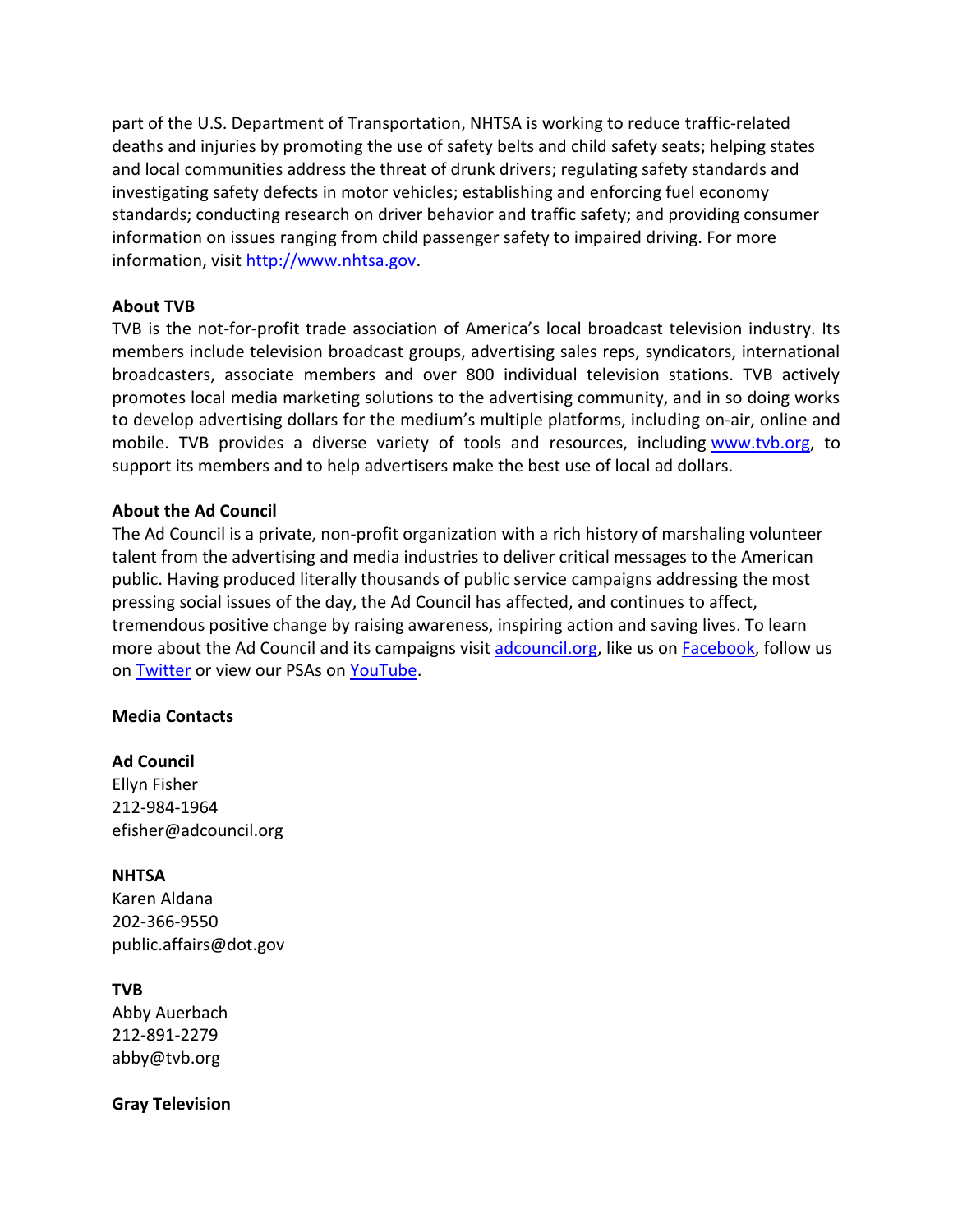part of the U.S. Department of Transportation, NHTSA is working to reduce traffic-related deaths and injuries by promoting the use of safety belts and child safety seats; helping states and local communities address the threat of drunk drivers; regulating safety standards and investigating safety defects in motor vehicles; establishing and enforcing fuel economy standards; conducting research on driver behavior and traffic safety; and providing consumer information on issues ranging from child passenger safety to impaired driving. For more information, visit [http://www.nhtsa.gov](http://www.nhtsa.gov).

**About TVB**

TVB is the not-for-profit trade association of America's local broadcast television industry. Its members include television broadcast groups, advertising sales reps, syndicators, international broadcasters, associate members and over 800 individual television stations. TVB actively promotes local media marketing solutions to the advertising community, and in so doing works to develop advertising dollars for the medium's multiple platforms, including on-air, online and mobile. TVB provides a diverse variety of tools and resources, including [www.tvb.org](http://www.tvb.org), to support its members and to help advertisers make the best use of local ad dollars.

**About the Ad Council**

The Ad Council is a private, non-profit organization with a rich history of marshaling volunteer talent from the advertising and media industries to deliver critical messages to the American public. Having produced literally thousands of public service campaigns addressing the most pressing social issues of the day, the Ad Council has affected, and continues to affect, tremendous positive change by raising awareness, inspiring action and saving lives. To learn more about the Ad Council and its campaigns visit adcouncil.org, like us on Facebook, follow us on Twitter or view our PSAs on YouTube.

**Media Contacts**

**Ad Council**
Ellyn Fisher
212-984-1964
efisher@adcouncil.org

**NHTSA**
Karen Aldana
202-366-9550
public.affairs@dot.gov

**TVB**
Abby Auerbach
212-891-2279
abby@tvb.org

**Gray Television**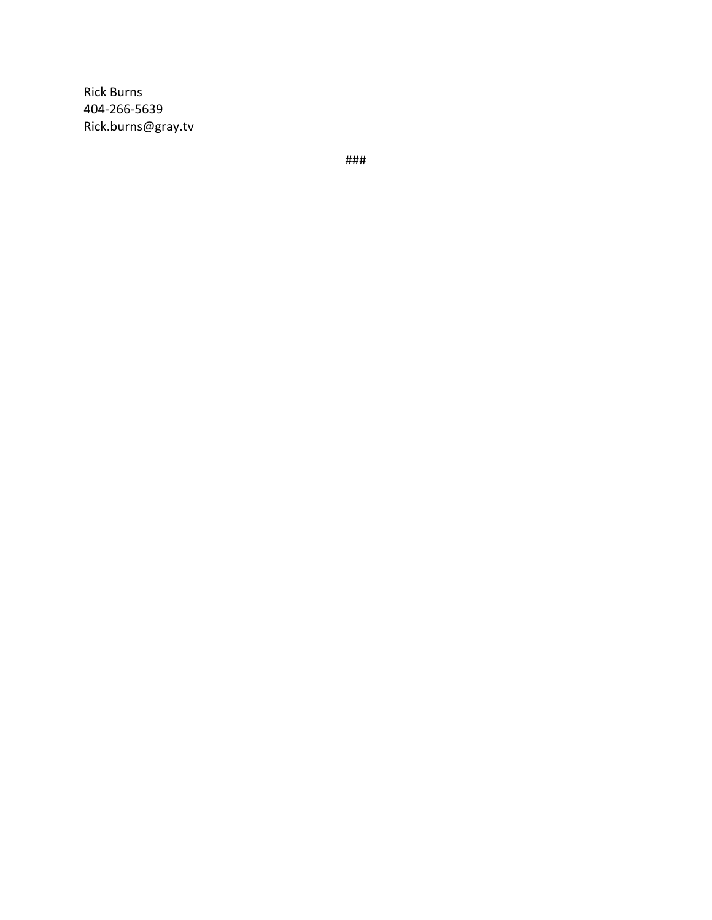Rick Burns
404-266-5639
Rick.burns@gray.tv

###